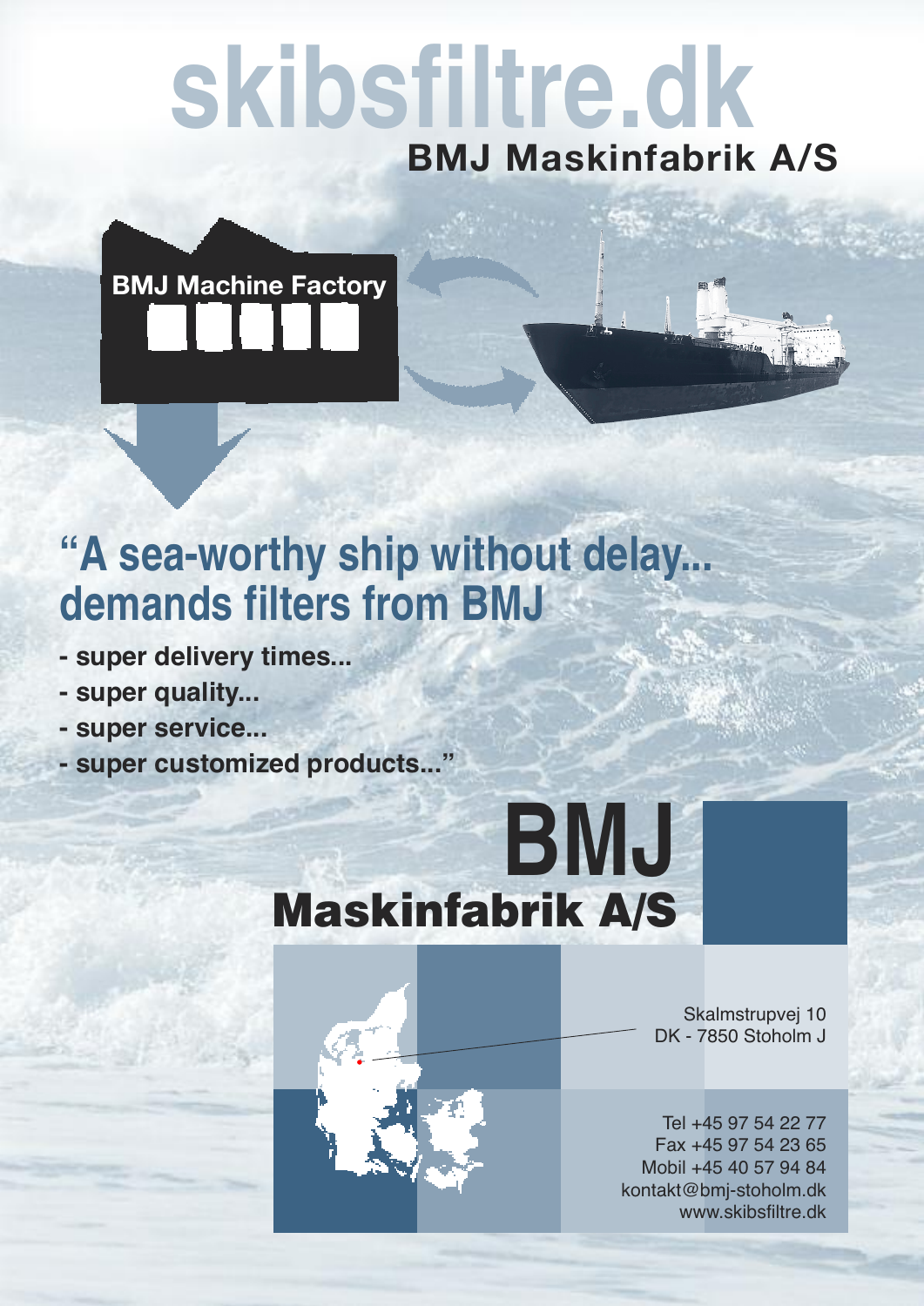# skibsfiltre.dk

## BMJ Maskinfabrik A/S

BMJ Machine Factory

## "A sea-worthy ship without delay... demands filters from BMJ

- super delivery times...
- super quality...
- super service...
- super customized products..."

# BMJ
## Maskinfabrik A/S

Skalmstrupvej 10
DK - 7850 Stoholm J

Tel +45 97 54 22 77
Fax +45 97 54 23 65
Mobil +45 40 57 94 84
kontakt@bmj-stoholm.dk
www.skibsfiltre.dk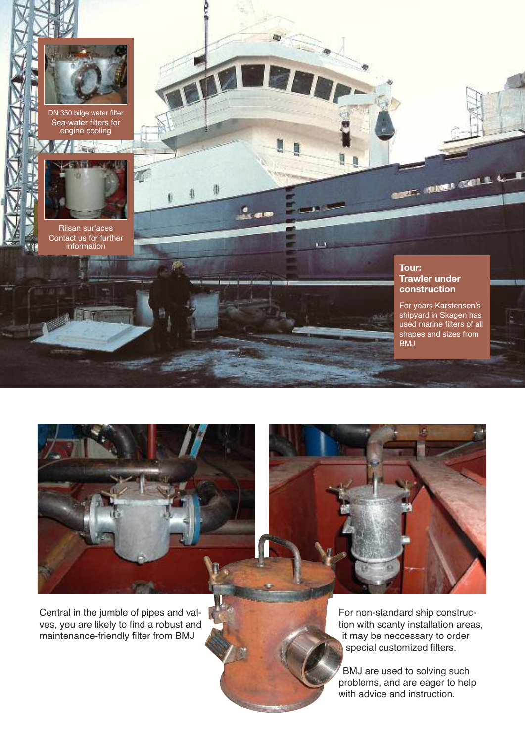DN 350 bilge water filter
Sea-water filters for engine cooling

Rilsan surfaces
Contact us for further information

## Tour: Trawler under construction

For years Karstensen's shipyard in Skagen has used marine filters of all shapes and sizes from BMJ

Central in the jumble of pipes and valves, you are likely to find a robust and maintenance-friendly filter from BMJ

For non-standard ship construction with scanty installation areas, it may be neccessary to order special customized filters.

BMJ are used to solving such problems, and are eager to help with advice and instruction.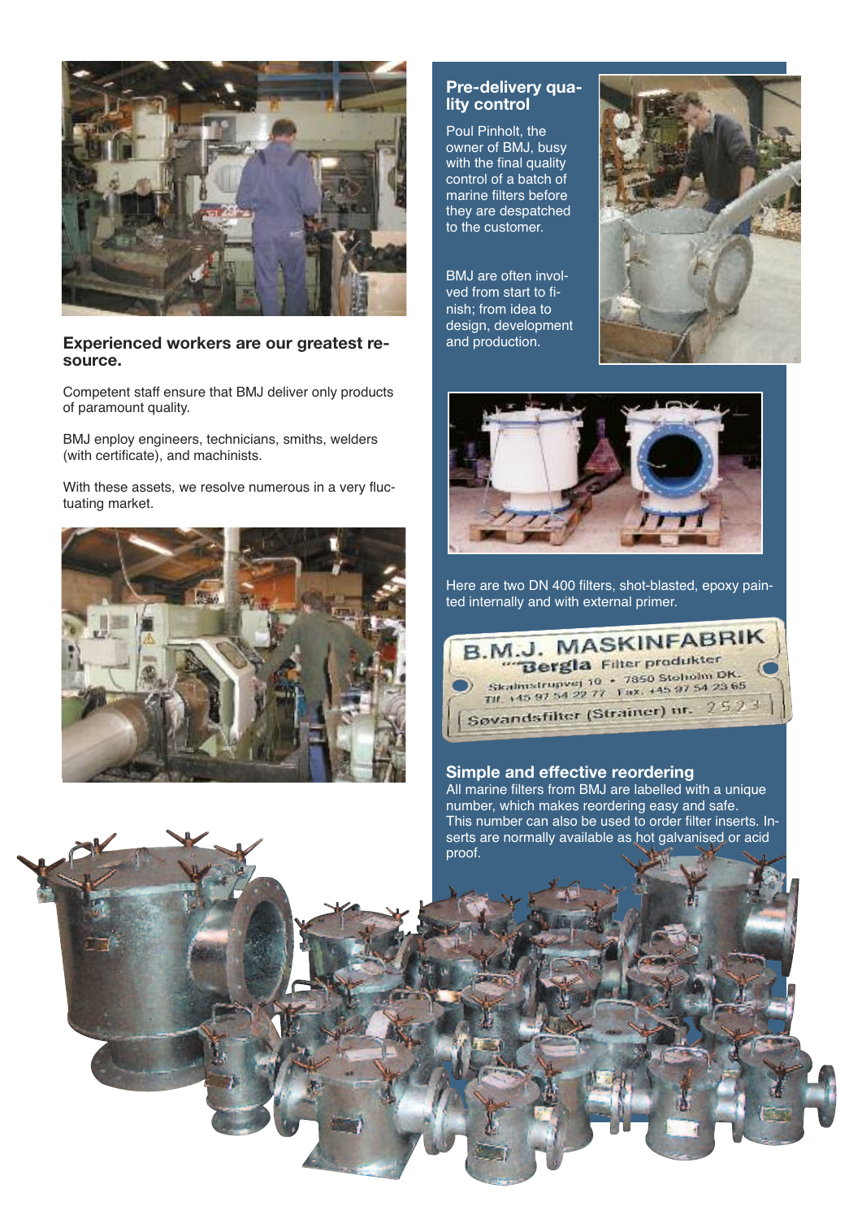## Experienced workers are our greatest resource.

Competent staff ensure that BMJ deliver only products of paramount quality.

BMJ enploy engineers, technicians, smiths, welders (with certificate), and machinists.

With these assets, we resolve numerous in a very fluctuating market.

## Pre-delivery quality control

Poul Pinholt, the owner of BMJ, busy with the final quality control of a batch of marine filters before they are despatched to the customer.

BMJ are often involved from start to finish; from idea to design, development and production.

Here are two DN 400 filters, shot-blasted, epoxy painted internally and with external primer.

## Simple and effective reordering

All marine filters from BMJ are labelled with a unique number, which makes reordering easy and safe. This number can also be used to order filter inserts. Inserts are normally available as hot galvanised or acid proof.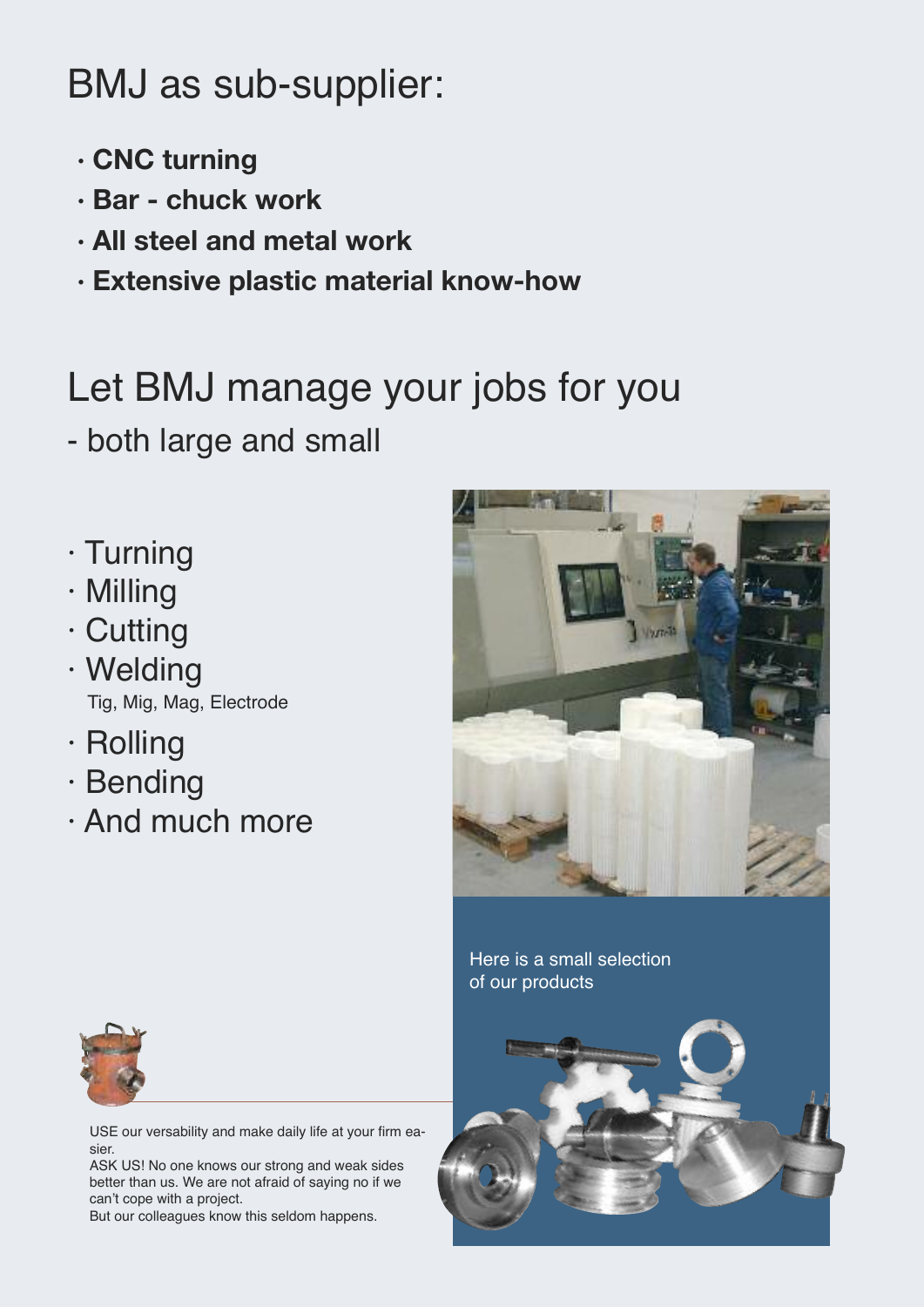# BMJ as sub-supplier:

- **CNC turning**
- **Bar - chuck work**
- **All steel and metal work**
- **Extensive plastic material know-how**

# Let BMJ manage your jobs for you

## - both large and small

- Turning
- Milling
- Cutting
- Welding
  Tig, Mig, Mag, Electrode
- Rolling
- Bending
- And much more

Here is a small selection of our products

USE our versability and make daily life at your firm easier.
ASK US! No one knows our strong and weak sides better than us. We are not afraid of saying no if we can't cope with a project.
But our colleagues know this seldom happens.